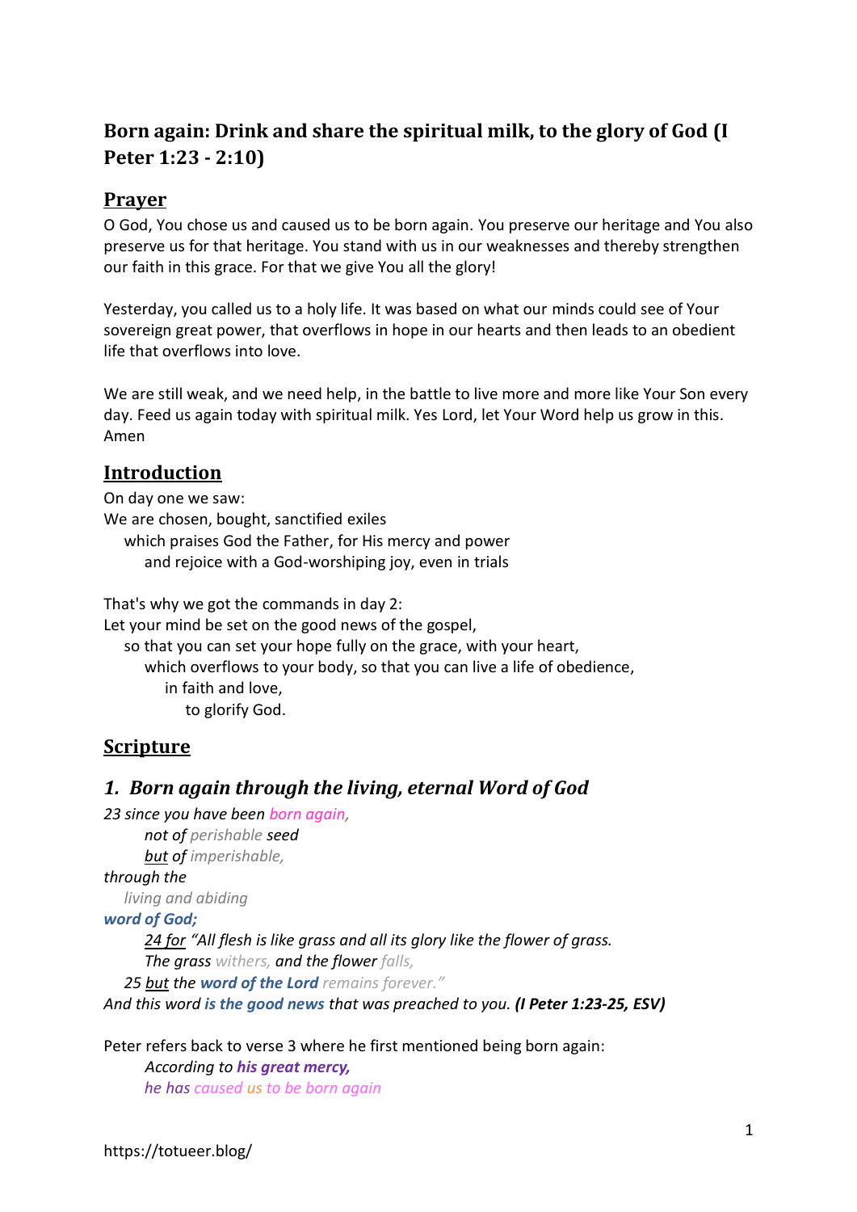# Born again: Drink and share the spiritual milk, to the glory of God (I Peter 1:23 - 2:10)

## Prayer

O God, You chose us and caused us to be born again. You preserve our heritage and You also preserve us for that heritage. You stand with us in our weaknesses and thereby strengthen our faith in this grace. For that we give You all the glory!

Yesterday, you called us to a holy life. It was based on what our minds could see of Your sovereign great power, that overflows in hope in our hearts and then leads to an obedient life that overflows into love.

We are still weak, and we need help, in the battle to live more and more like Your Son every day. Feed us again today with spiritual milk. Yes Lord, let Your Word help us grow in this. Amen

## Introduction

On day one we saw:
We are chosen, bought, sanctified exiles
    which praises God the Father, for His mercy and power
        and rejoice with a God-worshiping joy, even in trials

That's why we got the commands in day 2:
Let your mind be set on the good news of the gospel,
    so that you can set your hope fully on the grace, with your heart,
        which overflows to your body, so that you can live a life of obedience,
            in faith and love,
                to glorify God.

## Scripture

### 1. Born again through the living, eternal Word of God

*23 since you have been born again,*
    *not of perishable seed*
    *but of imperishable,*
*through the*
    *living and abiding*
***word of God;***
    *24 for "All flesh is like grass and all its glory like the flower of grass.*
    *The grass withers, and the flower falls,*
    *25 but the **word of the Lord** remains forever."*
*And this word **is the good news** that was preached to you.* ***(I Peter 1:23-25, ESV)***

Peter refers back to verse 3 where he first mentioned being born again:
    *According to **his great mercy,***
    *he has caused us to be born again*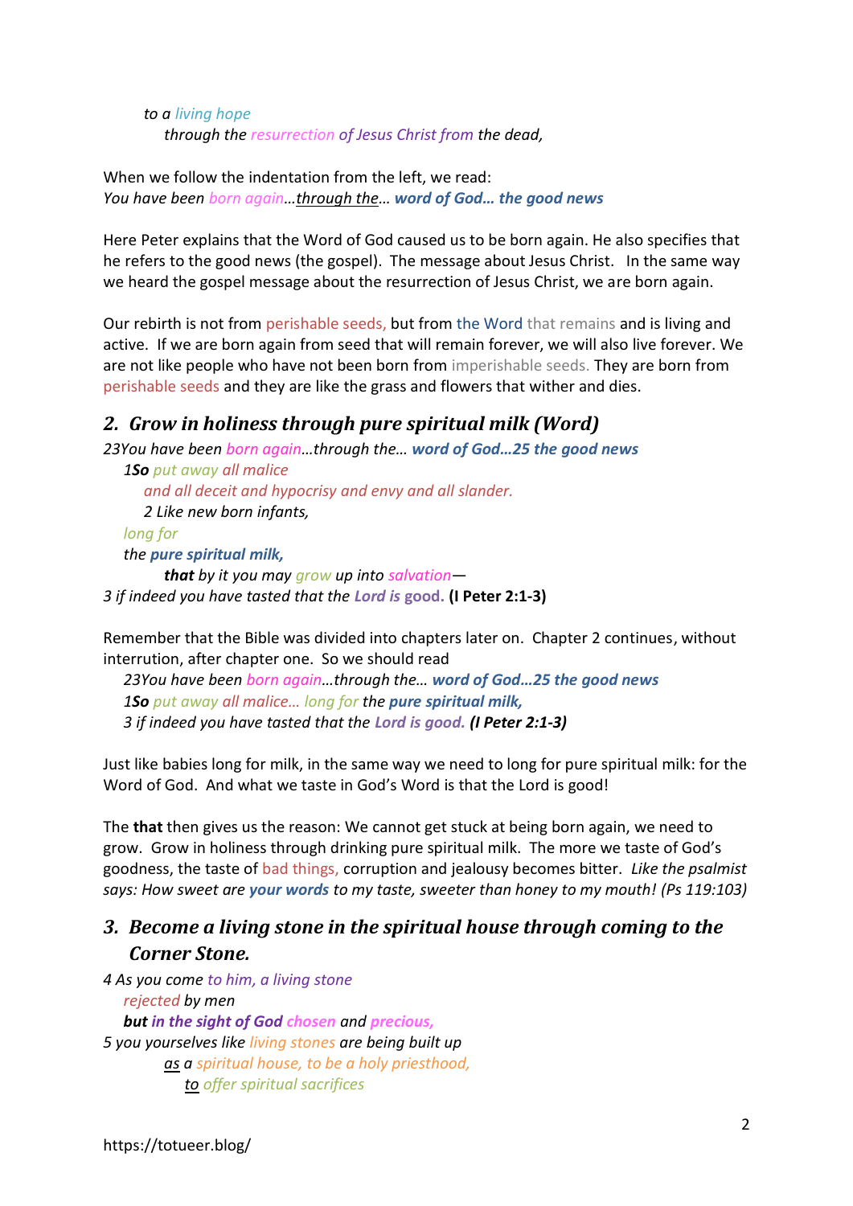*to a living hope*

*through the resurrection of Jesus Christ from the dead,*

When we follow the indentation from the left, we read:
*You have been born again…through the… **word of God… the good news***

Here Peter explains that the Word of God caused us to be born again. He also specifies that he refers to the good news (the gospel). The message about Jesus Christ. In the same way we heard the gospel message about the resurrection of Jesus Christ, we are born again.

Our rebirth is not from perishable seeds, but from the Word that remains and is living and active. If we are born again from seed that will remain forever, we will also live forever. We are not like people who have not been born from imperishable seeds. They are born from perishable seeds and they are like the grass and flowers that wither and dies.

## 2. Grow in holiness through pure spiritual milk (Word)

*23You have been born again…through the… **word of God…25 the good news***

*1**So** put away all malice*

*and all deceit and hypocrisy and envy and all slander.*

*2 Like new born infants,*

*long for*

*the **pure spiritual milk,***

***that** by it you may grow up into salvation—*

*3 if indeed you have tasted that the **Lord is good.*** **(I Peter 2:1-3)**

Remember that the Bible was divided into chapters later on. Chapter 2 continues, without interruption, after chapter one. So we should read

*23You have been born again…through the… **word of God…25 the good news***

*1**So** put away all malice… long for the **pure spiritual milk,***

*3 if indeed you have tasted that the **Lord is good. (I Peter 2:1-3)***

Just like babies long for milk, in the same way we need to long for pure spiritual milk: for the Word of God. And what we taste in God's Word is that the Lord is good!

The **that** then gives us the reason: We cannot get stuck at being born again, we need to grow. Grow in holiness through drinking pure spiritual milk. The more we taste of God's goodness, the taste of bad things, corruption and jealousy becomes bitter. *Like the psalmist says: How sweet are **your words** to my taste, sweeter than honey to my mouth! (Ps 119:103)*

## 3. Become a living stone in the spiritual house through coming to the Corner Stone.

*4 As you come to him, a living stone*

*rejected by men*

***but in the sight of God chosen and precious,***

*5 you yourselves like living stones are being built up*

*as a spiritual house, to be a holy priesthood,*

*to offer spiritual sacrifices*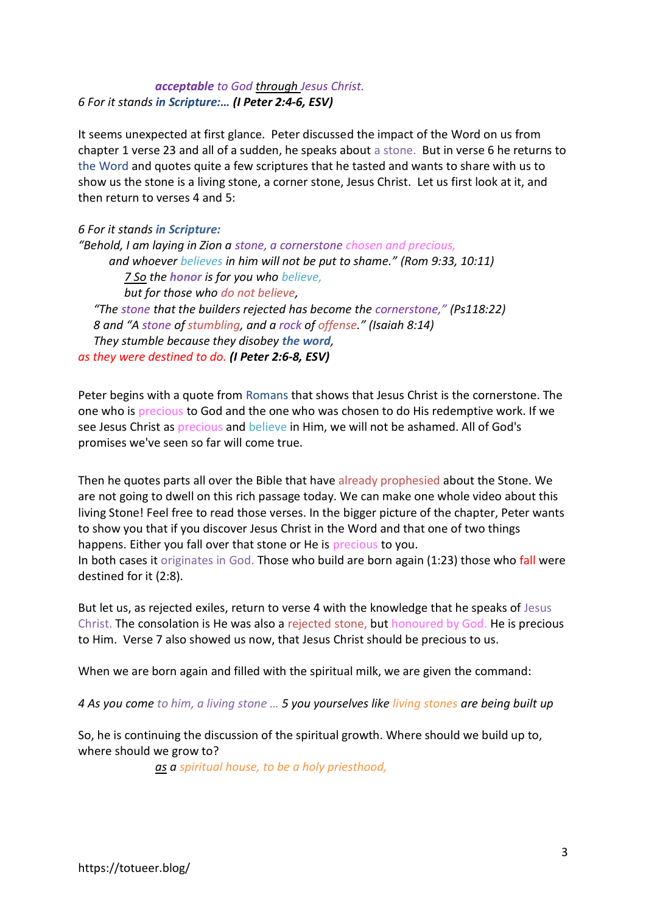*__acceptable__ to God through Jesus Christ.*
*6 For it stands __in Scripture:…__ __(I Peter 2:4-6, ESV)__*

It seems unexpected at first glance. Peter discussed the impact of the Word on us from chapter 1 verse 23 and all of a sudden, he speaks about a stone. But in verse 6 he returns to the Word and quotes quite a few scriptures that he tasted and wants to share with us to show us the stone is a living stone, a corner stone, Jesus Christ. Let us first look at it, and then return to verses 4 and 5:

*6 For it stands __in Scripture:__*
*"Behold, I am laying in Zion a stone, a cornerstone chosen and precious,*
*and whoever believes in him will not be put to shame." (Rom 9:33, 10:11)*
*7 So the __honor__ is for you who believe,*
*but for those who do not believe,*
*"The stone that the builders rejected has become the cornerstone," (Ps118:22)*
*8 and "A stone of stumbling, and a rock of offense." (Isaiah 8:14)*
*They stumble because they disobey __the word__,*
*as they were destined to do. __(I Peter 2:6-8, ESV)__*

Peter begins with a quote from Romans that shows that Jesus Christ is the cornerstone. The one who is precious to God and the one who was chosen to do His redemptive work. If we see Jesus Christ as precious and believe in Him, we will not be ashamed. All of God's promises we've seen so far will come true.

Then he quotes parts all over the Bible that have already prophesied about the Stone. We are not going to dwell on this rich passage today. We can make one whole video about this living Stone! Feel free to read those verses. In the bigger picture of the chapter, Peter wants to show you that if you discover Jesus Christ in the Word and that one of two things happens. Either you fall over that stone or He is precious to you.
In both cases it originates in God. Those who build are born again (1:23) those who fall were destined for it (2:8).

But let us, as rejected exiles, return to verse 4 with the knowledge that he speaks of Jesus Christ. The consolation is He was also a rejected stone, but honoured by God. He is precious to Him. Verse 7 also showed us now, that Jesus Christ should be precious to us.

When we are born again and filled with the spiritual milk, we are given the command:

*4 As you come to him, a living stone … 5 you yourselves like living stones are being built up*

So, he is continuing the discussion of the spiritual growth. Where should we build up to, where should we grow to?

*as a spiritual house, to be a holy priesthood,*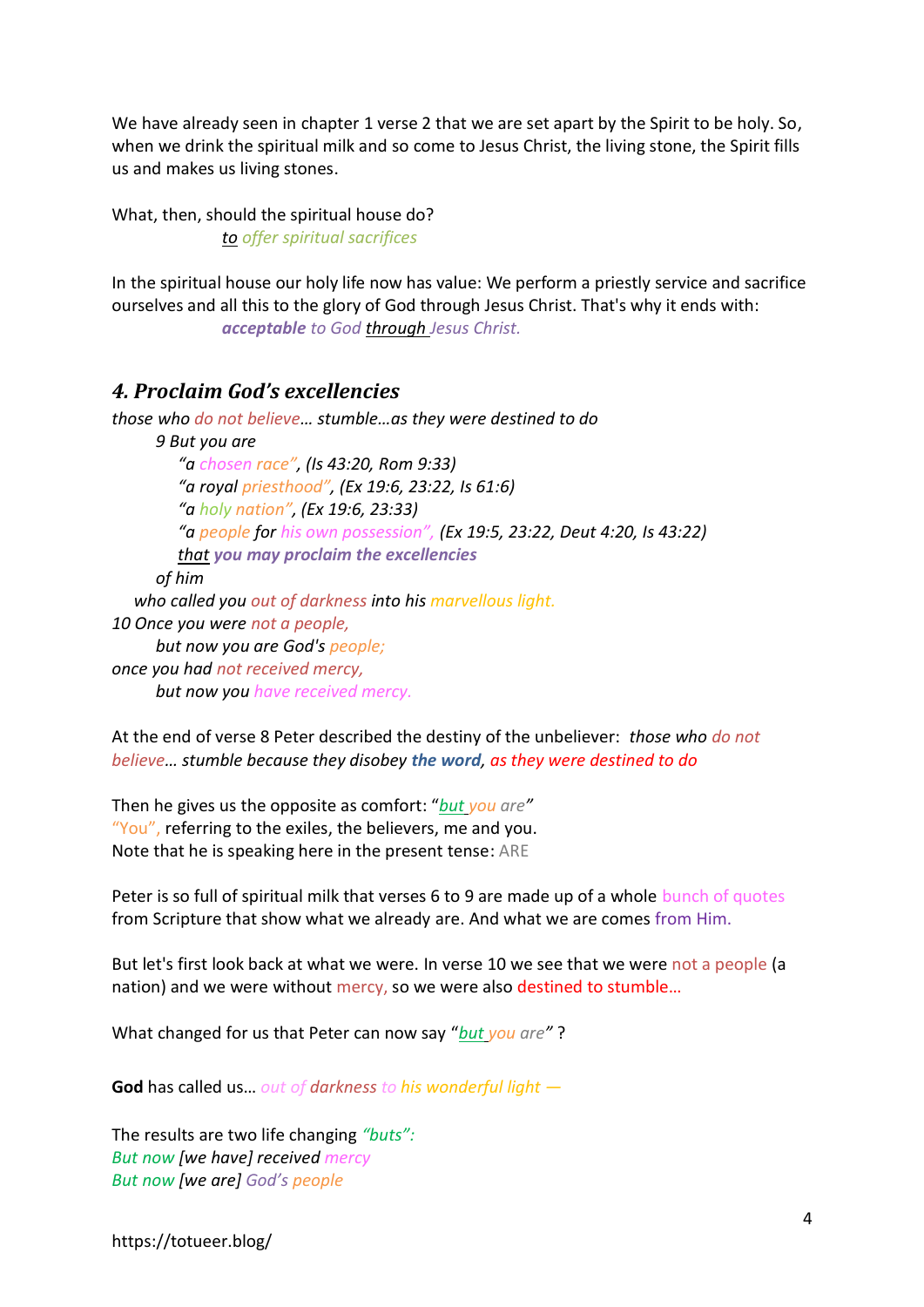We have already seen in chapter 1 verse 2 that we are set apart by the Spirit to be holy. So, when we drink the spiritual milk and so come to Jesus Christ, the living stone, the Spirit fills us and makes us living stones.

What, then, should the spiritual house do?

*to offer spiritual sacrifices*

In the spiritual house our holy life now has value: We perform a priestly service and sacrifice ourselves and all this to the glory of God through Jesus Christ. That's why it ends with:

***acceptable** to God through Jesus Christ.*

## 4. Proclaim God's excellencies

*those who do not believe… stumble…as they were destined to do*
*9 But you are*
*"a chosen race", (Is 43:20, Rom 9:33)*
*"a royal priesthood", (Ex 19:6, 23:22, Is 61:6)*
*"a holy nation", (Ex 19:6, 23:33)*
*"a people for his own possession", (Ex 19:5, 23:22, Deut 4:20, Is 43:22)*
*that **you may proclaim the excellencies***
*of him*
*who called you out of darkness into his marvellous light.*
*10 Once you were not a people,*
*but now you are God's people;*
*once you had not received mercy,*
*but now you have received mercy.*

At the end of verse 8 Peter described the destiny of the unbeliever: *those who do not believe… stumble because they disobey **the word**, as they were destined to do*

Then he gives us the opposite as comfort: "*but you are*"
"You", referring to the exiles, the believers, me and you.
Note that he is speaking here in the present tense: ARE

Peter is so full of spiritual milk that verses 6 to 9 are made up of a whole bunch of quotes from Scripture that show what we already are. And what we are comes from Him.

But let's first look back at what we were. In verse 10 we see that we were not a people (a nation) and we were without mercy, so we were also destined to stumble…

What changed for us that Peter can now say "*but you are*" ?

**God** has called us… *out of darkness to his wonderful light —*

The results are two life changing *"buts":*
*But now [we have] received mercy*
*But now [we are] God's people*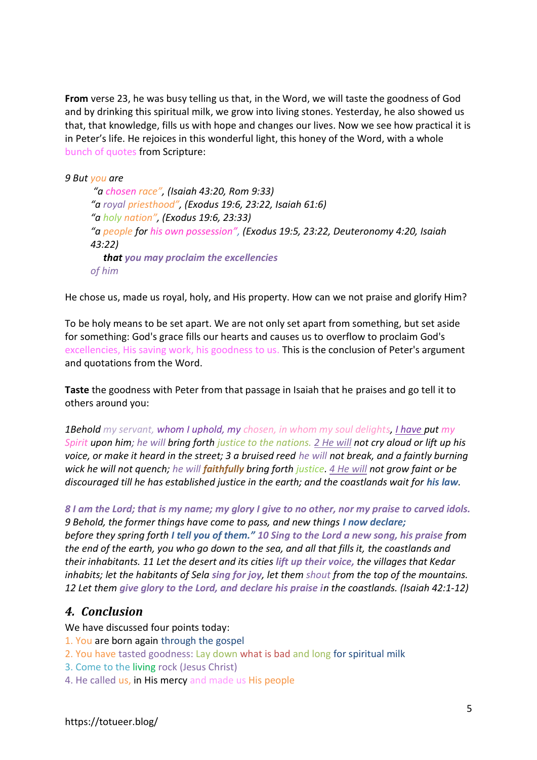**From** verse 23, he was busy telling us that, in the Word, we will taste the goodness of God and by drinking this spiritual milk, we grow into living stones. Yesterday, he also showed us that, that knowledge, fills us with hope and changes our lives. Now we see how practical it is in Peter's life. He rejoices in this wonderful light, this honey of the Word, with a whole bunch of quotes from Scripture:

*9 But you are*

> *"a chosen race", (Isaiah 43:20, Rom 9:33)*
> *"a royal priesthood", (Exodus 19:6, 23:22, Isaiah 61:6)*
> *"a holy nation", (Exodus 19:6, 23:33)*
> *"a people for his own possession", (Exodus 19:5, 23:22, Deuteronomy 4:20, Isaiah 43:22)*
> ***that** you may proclaim the excellencies of him*

He chose us, made us royal, holy, and His property. How can we not praise and glorify Him?

To be holy means to be set apart. We are not only set apart from something, but set aside for something: God's grace fills our hearts and causes us to overflow to proclaim God's excellencies, His saving work, his goodness to us. This is the conclusion of Peter's argument and quotations from the Word.

**Taste** the goodness with Peter from that passage in Isaiah that he praises and go tell it to others around you:

*1Behold my servant, whom I uphold, my chosen, in whom my soul delights, I have put my Spirit upon him; he will bring forth justice to the nations. 2 He will not cry aloud or lift up his voice, or make it heard in the street; 3 a bruised reed he will not break, and a faintly burning wick he will not quench; he will **faithfully** bring forth justice. 4 He will not grow faint or be discouraged till he has established justice in the earth; and the coastlands wait for **his law**.*

***8 I am the Lord; that is my name; my glory I give to no other, nor my praise to carved idols.** 9 Behold, the former things have come to pass, and new things **I now declare;** before they spring forth **I tell you of them."** 10 Sing to the Lord a new song, **his praise** from the end of the earth, you who go down to the sea, and all that fills it, the coastlands and their inhabitants. 11 Let the desert and its cities **lift up their voice,** the villages that Kedar inhabits; let the habitants of Sela **sing for joy**, let them shout from the top of the mountains. 12 Let them **give glory to the Lord, and declare his praise i**n the coastlands. (Isaiah 42:1-12)*

## 4. Conclusion

We have discussed four points today:

1. You are born again through the gospel
2. You have tasted goodness: Lay down what is bad and long for spiritual milk
3. Come to the living rock (Jesus Christ)
4. He called us, in His mercy and made us His people

https://totueer.blog/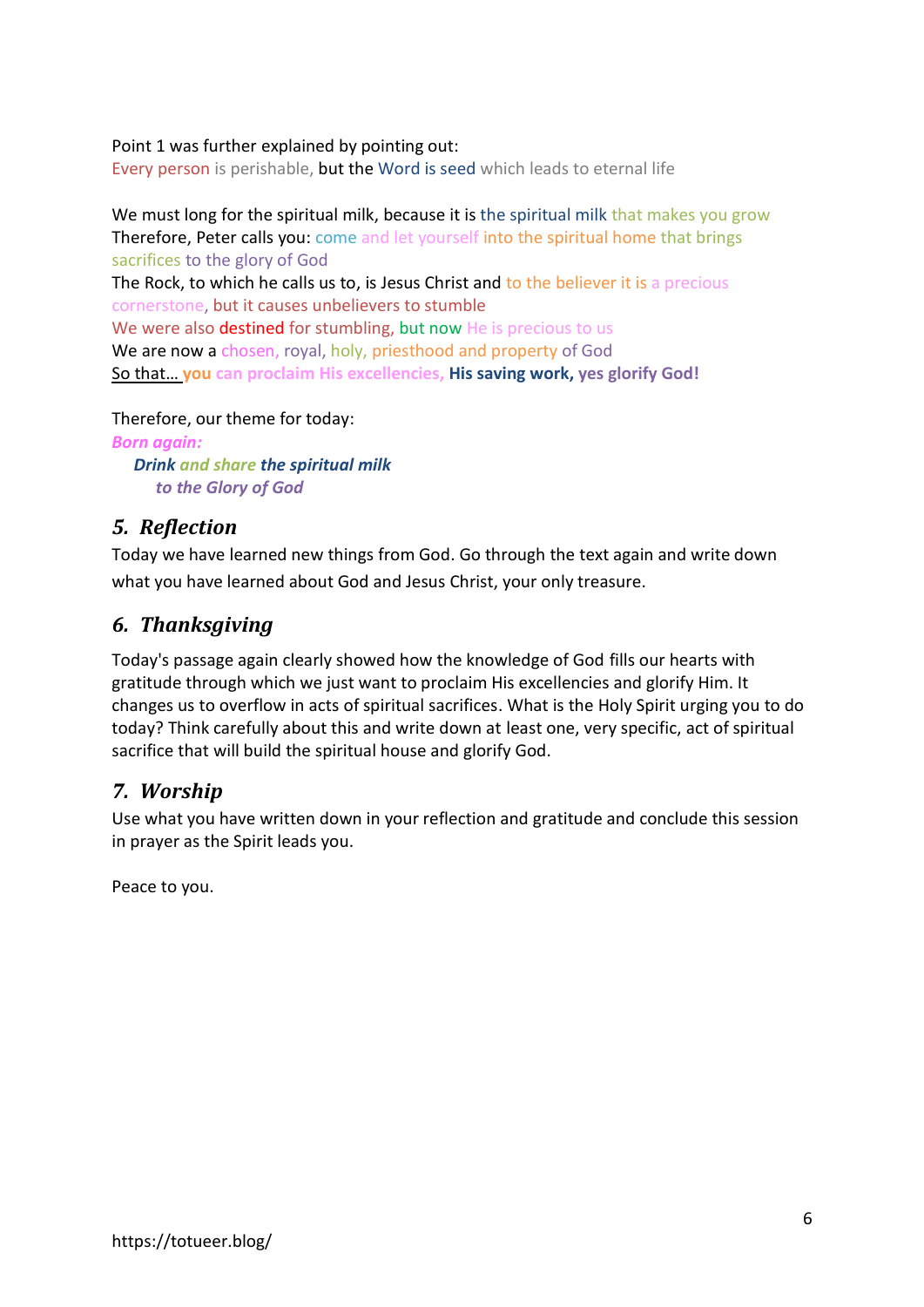Point 1 was further explained by pointing out:
Every person is perishable, but the Word is seed which leads to eternal life

We must long for the spiritual milk, because it is the spiritual milk that makes you grow
Therefore, Peter calls you: come and let yourself into the spiritual home that brings sacrifices to the glory of God
The Rock, to which he calls us to, is Jesus Christ and to the believer it is a precious cornerstone, but it causes unbelievers to stumble
We were also destined for stumbling, but now He is precious to us
We are now a chosen, royal, holy, priesthood and property of God
So that… **you can proclaim His excellencies, His saving work, yes glorify God!**

Therefore, our theme for today:

***Born again:***
***Drink and share the spiritual milk***
***to the Glory of God***

## 5. Reflection

Today we have learned new things from God. Go through the text again and write down what you have learned about God and Jesus Christ, your only treasure.

## 6. Thanksgiving

Today's passage again clearly showed how the knowledge of God fills our hearts with gratitude through which we just want to proclaim His excellencies and glorify Him. It changes us to overflow in acts of spiritual sacrifices. What is the Holy Spirit urging you to do today? Think carefully about this and write down at least one, very specific, act of spiritual sacrifice that will build the spiritual house and glorify God.

## 7. Worship

Use what you have written down in your reflection and gratitude and conclude this session in prayer as the Spirit leads you.

Peace to you.